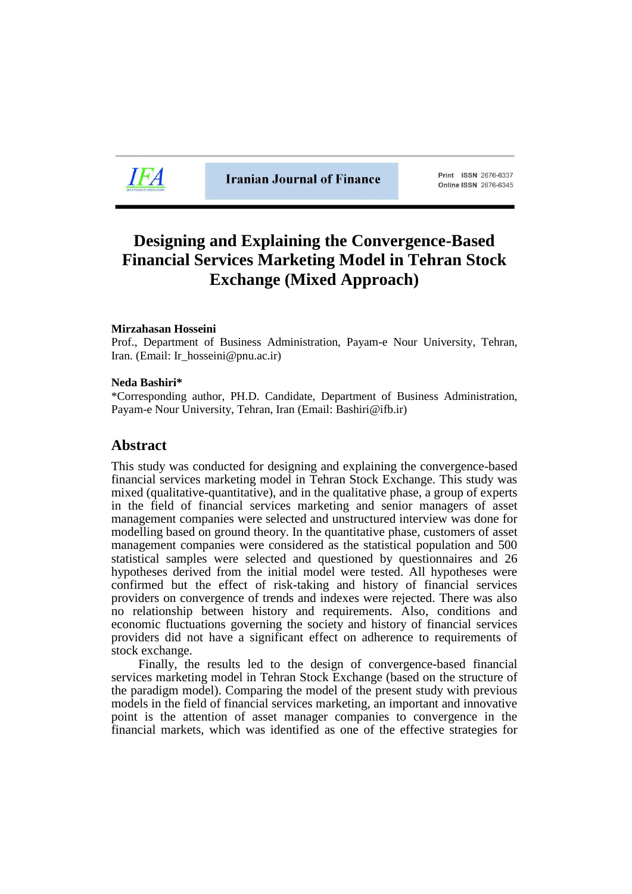# Designing and Explaining the Convergence-Based Financial Services Marketing Model in Tehran Stock Exchange (Mixed Approach)

**Mirzahasan Hosseini**

Prof., Department of Business Administration, Payam-e Nour University, Tehran, Iran. (Email: Ir_hosseini@pnu.ac.ir)

**Neda Bashiri***

*Corresponding author, PH.D. Candidate, Department of Business Administration, Payam-e Nour University, Tehran, Iran (Email: Bashiri@ifb.ir)

## Abstract

This study was conducted for designing and explaining the convergence-based financial services marketing model in Tehran Stock Exchange. This study was mixed (qualitative-quantitative), and in the qualitative phase, a group of experts in the field of financial services marketing and senior managers of asset management companies were selected and unstructured interview was done for modelling based on ground theory. In the quantitative phase, customers of asset management companies were considered as the statistical population and 500 statistical samples were selected and questioned by questionnaires and 26 hypotheses derived from the initial model were tested. All hypotheses were confirmed but the effect of risk-taking and history of financial services providers on convergence of trends and indexes were rejected. There was also no relationship between history and requirements. Also, conditions and economic fluctuations governing the society and history of financial services providers did not have a significant effect on adherence to requirements of stock exchange.

Finally, the results led to the design of convergence-based financial services marketing model in Tehran Stock Exchange (based on the structure of the paradigm model). Comparing the model of the present study with previous models in the field of financial services marketing, an important and innovative point is the attention of asset manager companies to convergence in the financial markets, which was identified as one of the effective strategies for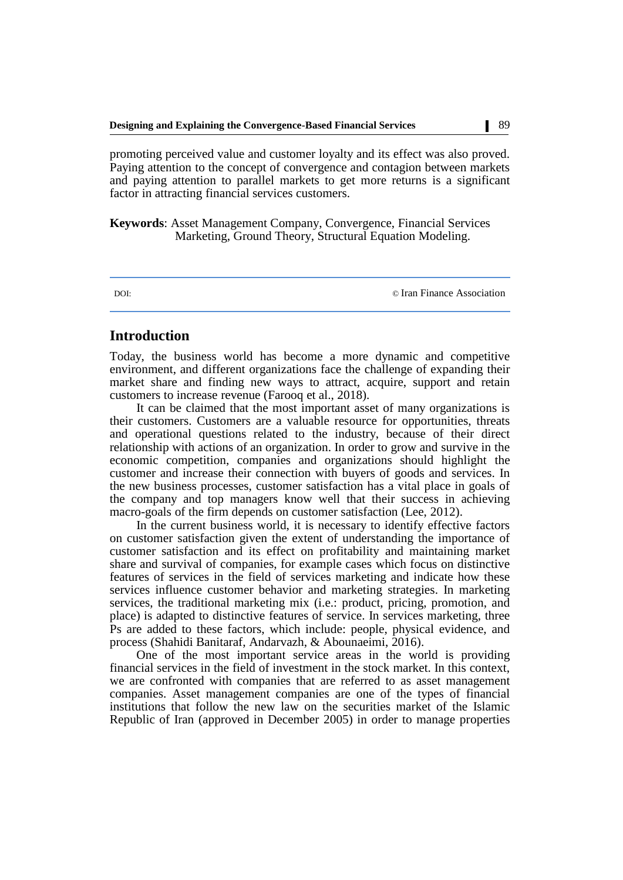promoting perceived value and customer loyalty and its effect was also proved. Paying attention to the concept of convergence and contagion between markets and paying attention to parallel markets to get more returns is a significant factor in attracting financial services customers.

**Keywords**: Asset Management Company, Convergence, Financial Services Marketing, Ground Theory, Structural Equation Modeling.

DOI: © Iran Finance Association

## Introduction

Today, the business world has become a more dynamic and competitive environment, and different organizations face the challenge of expanding their market share and finding new ways to attract, acquire, support and retain customers to increase revenue (Farooq et al., 2018).

It can be claimed that the most important asset of many organizations is their customers. Customers are a valuable resource for opportunities, threats and operational questions related to the industry, because of their direct relationship with actions of an organization. In order to grow and survive in the economic competition, companies and organizations should highlight the customer and increase their connection with buyers of goods and services. In the new business processes, customer satisfaction has a vital place in goals of the company and top managers know well that their success in achieving macro-goals of the firm depends on customer satisfaction (Lee, 2012).

In the current business world, it is necessary to identify effective factors on customer satisfaction given the extent of understanding the importance of customer satisfaction and its effect on profitability and maintaining market share and survival of companies, for example cases which focus on distinctive features of services in the field of services marketing and indicate how these services influence customer behavior and marketing strategies. In marketing services, the traditional marketing mix (i.e.: product, pricing, promotion, and place) is adapted to distinctive features of service. In services marketing, three Ps are added to these factors, which include: people, physical evidence, and process (Shahidi Banitaraf, Andarvazh, & Abounaeimi, 2016).

One of the most important service areas in the world is providing financial services in the field of investment in the stock market. In this context, we are confronted with companies that are referred to as asset management companies. Asset management companies are one of the types of financial institutions that follow the new law on the securities market of the Islamic Republic of Iran (approved in December 2005) in order to manage properties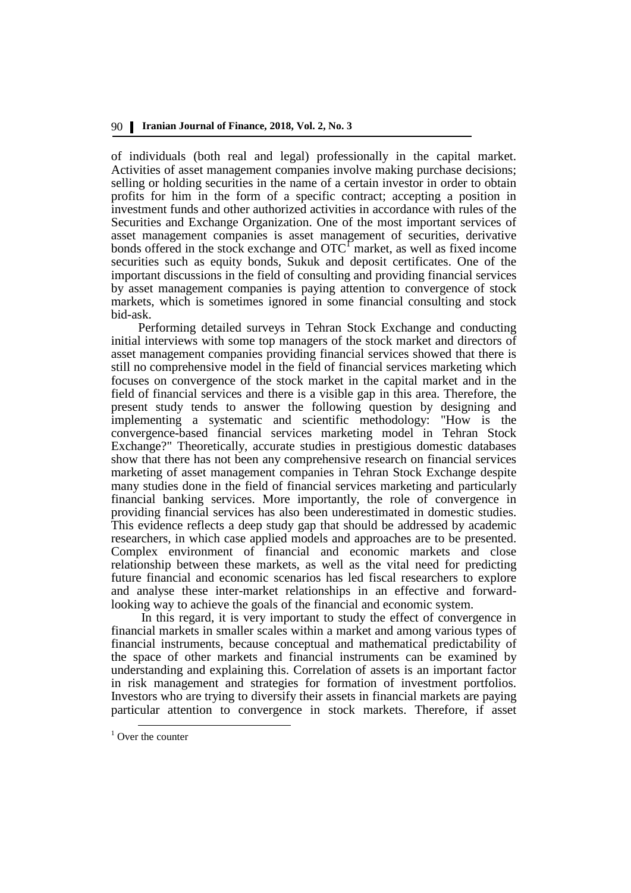of individuals (both real and legal) professionally in the capital market. Activities of asset management companies involve making purchase decisions; selling or holding securities in the name of a certain investor in order to obtain profits for him in the form of a specific contract; accepting a position in investment funds and other authorized activities in accordance with rules of the Securities and Exchange Organization. One of the most important services of asset management companies is asset management of securities, derivative bonds offered in the stock exchange and OTC[1] market, as well as fixed income securities such as equity bonds, Sukuk and deposit certificates. One of the important discussions in the field of consulting and providing financial services by asset management companies is paying attention to convergence of stock markets, which is sometimes ignored in some financial consulting and stock bid-ask.

Performing detailed surveys in Tehran Stock Exchange and conducting initial interviews with some top managers of the stock market and directors of asset management companies providing financial services showed that there is still no comprehensive model in the field of financial services marketing which focuses on convergence of the stock market in the capital market and in the field of financial services and there is a visible gap in this area. Therefore, the present study tends to answer the following question by designing and implementing a systematic and scientific methodology: "How is the convergence-based financial services marketing model in Tehran Stock Exchange?" Theoretically, accurate studies in prestigious domestic databases show that there has not been any comprehensive research on financial services marketing of asset management companies in Tehran Stock Exchange despite many studies done in the field of financial services marketing and particularly financial banking services. More importantly, the role of convergence in providing financial services has also been underestimated in domestic studies. This evidence reflects a deep study gap that should be addressed by academic researchers, in which case applied models and approaches are to be presented. Complex environment of financial and economic markets and close relationship between these markets, as well as the vital need for predicting future financial and economic scenarios has led fiscal researchers to explore and analyse these inter-market relationships in an effective and forward-looking way to achieve the goals of the financial and economic system.

In this regard, it is very important to study the effect of convergence in financial markets in smaller scales within a market and among various types of financial instruments, because conceptual and mathematical predictability of the space of other markets and financial instruments can be examined by understanding and explaining this. Correlation of assets is an important factor in risk management and strategies for formation of investment portfolios. Investors who are trying to diversify their assets in financial markets are paying particular attention to convergence in stock markets. Therefore, if asset

[1] Over the counter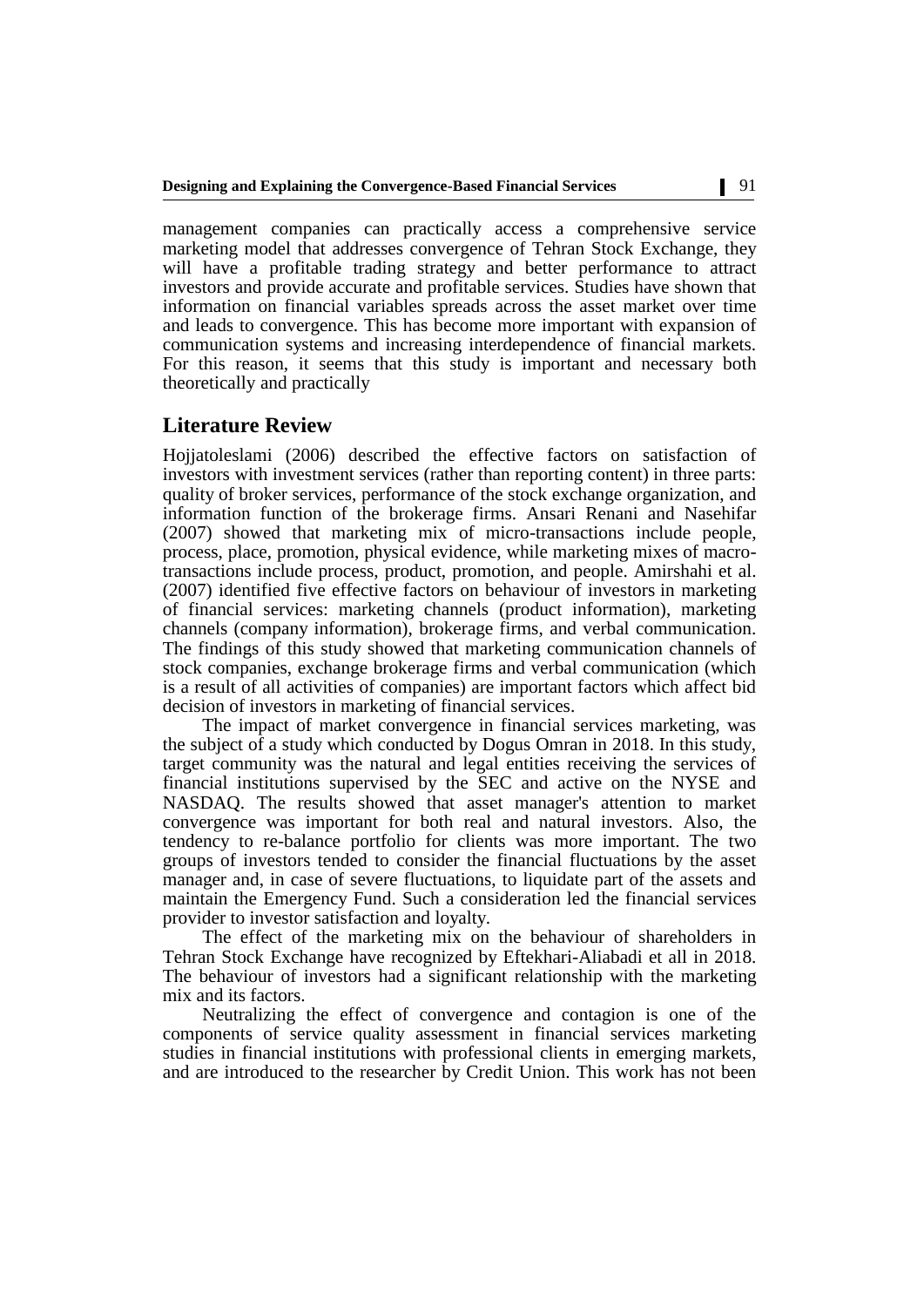management companies can practically access a comprehensive service marketing model that addresses convergence of Tehran Stock Exchange, they will have a profitable trading strategy and better performance to attract investors and provide accurate and profitable services. Studies have shown that information on financial variables spreads across the asset market over time and leads to convergence. This has become more important with expansion of communication systems and increasing interdependence of financial markets. For this reason, it seems that this study is important and necessary both theoretically and practically

## Literature Review

Hojjatoleslami (2006) described the effective factors on satisfaction of investors with investment services (rather than reporting content) in three parts: quality of broker services, performance of the stock exchange organization, and information function of the brokerage firms. Ansari Renani and Nasehifar (2007) showed that marketing mix of micro-transactions include people, process, place, promotion, physical evidence, while marketing mixes of macro-transactions include process, product, promotion, and people. Amirshahi et al. (2007) identified five effective factors on behaviour of investors in marketing of financial services: marketing channels (product information), marketing channels (company information), brokerage firms, and verbal communication. The findings of this study showed that marketing communication channels of stock companies, exchange brokerage firms and verbal communication (which is a result of all activities of companies) are important factors which affect bid decision of investors in marketing of financial services.

The impact of market convergence in financial services marketing, was the subject of a study which conducted by Dogus Omran in 2018. In this study, target community was the natural and legal entities receiving the services of financial institutions supervised by the SEC and active on the NYSE and NASDAQ. The results showed that asset manager's attention to market convergence was important for both real and natural investors. Also, the tendency to re-balance portfolio for clients was more important. The two groups of investors tended to consider the financial fluctuations by the asset manager and, in case of severe fluctuations, to liquidate part of the assets and maintain the Emergency Fund. Such a consideration led the financial services provider to investor satisfaction and loyalty.

The effect of the marketing mix on the behaviour of shareholders in Tehran Stock Exchange have recognized by Eftekhari-Aliabadi et all in 2018. The behaviour of investors had a significant relationship with the marketing mix and its factors.

Neutralizing the effect of convergence and contagion is one of the components of service quality assessment in financial services marketing studies in financial institutions with professional clients in emerging markets, and are introduced to the researcher by Credit Union. This work has not been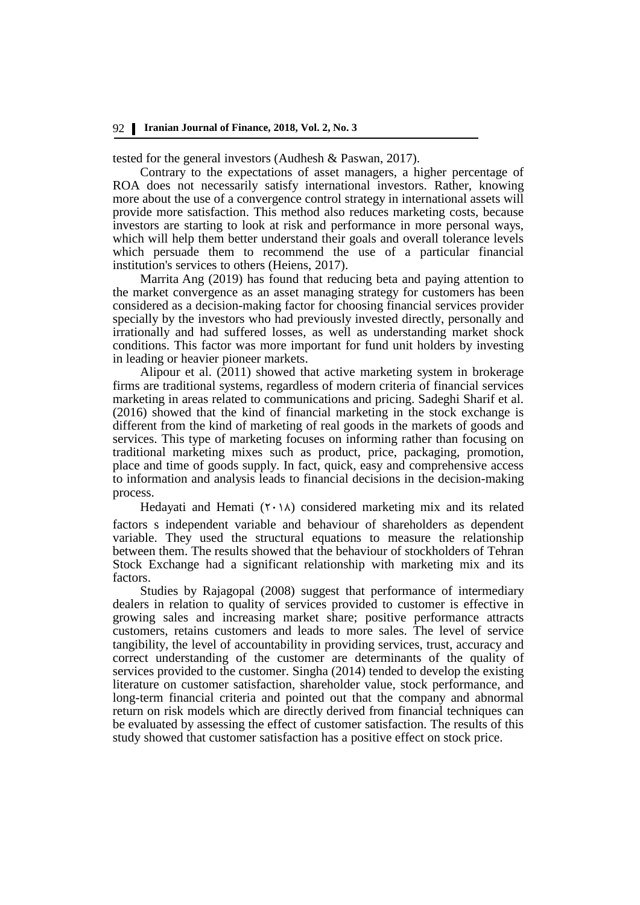tested for the general investors (Audhesh & Paswan, 2017).

Contrary to the expectations of asset managers, a higher percentage of ROA does not necessarily satisfy international investors. Rather, knowing more about the use of a convergence control strategy in international assets will provide more satisfaction. This method also reduces marketing costs, because investors are starting to look at risk and performance in more personal ways, which will help them better understand their goals and overall tolerance levels which persuade them to recommend the use of a particular financial institution's services to others (Heiens, 2017).

Marrita Ang (2019) has found that reducing beta and paying attention to the market convergence as an asset managing strategy for customers has been considered as a decision-making factor for choosing financial services provider specially by the investors who had previously invested directly, personally and irrationally and had suffered losses, as well as understanding market shock conditions. This factor was more important for fund unit holders by investing in leading or heavier pioneer markets.

Alipour et al. (2011) showed that active marketing system in brokerage firms are traditional systems, regardless of modern criteria of financial services marketing in areas related to communications and pricing. Sadeghi Sharif et al. (2016) showed that the kind of financial marketing in the stock exchange is different from the kind of marketing of real goods in the markets of goods and services. This type of marketing focuses on informing rather than focusing on traditional marketing mixes such as product, price, packaging, promotion, place and time of goods supply. In fact, quick, easy and comprehensive access to information and analysis leads to financial decisions in the decision-making process.

Hedayati and Hemati (۲۰۱۸) considered marketing mix and its related factors s independent variable and behaviour of shareholders as dependent variable. They used the structural equations to measure the relationship between them. The results showed that the behaviour of stockholders of Tehran Stock Exchange had a significant relationship with marketing mix and its factors.

Studies by Rajagopal (2008) suggest that performance of intermediary dealers in relation to quality of services provided to customer is effective in growing sales and increasing market share; positive performance attracts customers, retains customers and leads to more sales. The level of service tangibility, the level of accountability in providing services, trust, accuracy and correct understanding of the customer are determinants of the quality of services provided to the customer. Singha (2014) tended to develop the existing literature on customer satisfaction, shareholder value, stock performance, and long-term financial criteria and pointed out that the company and abnormal return on risk models which are directly derived from financial techniques can be evaluated by assessing the effect of customer satisfaction. The results of this study showed that customer satisfaction has a positive effect on stock price.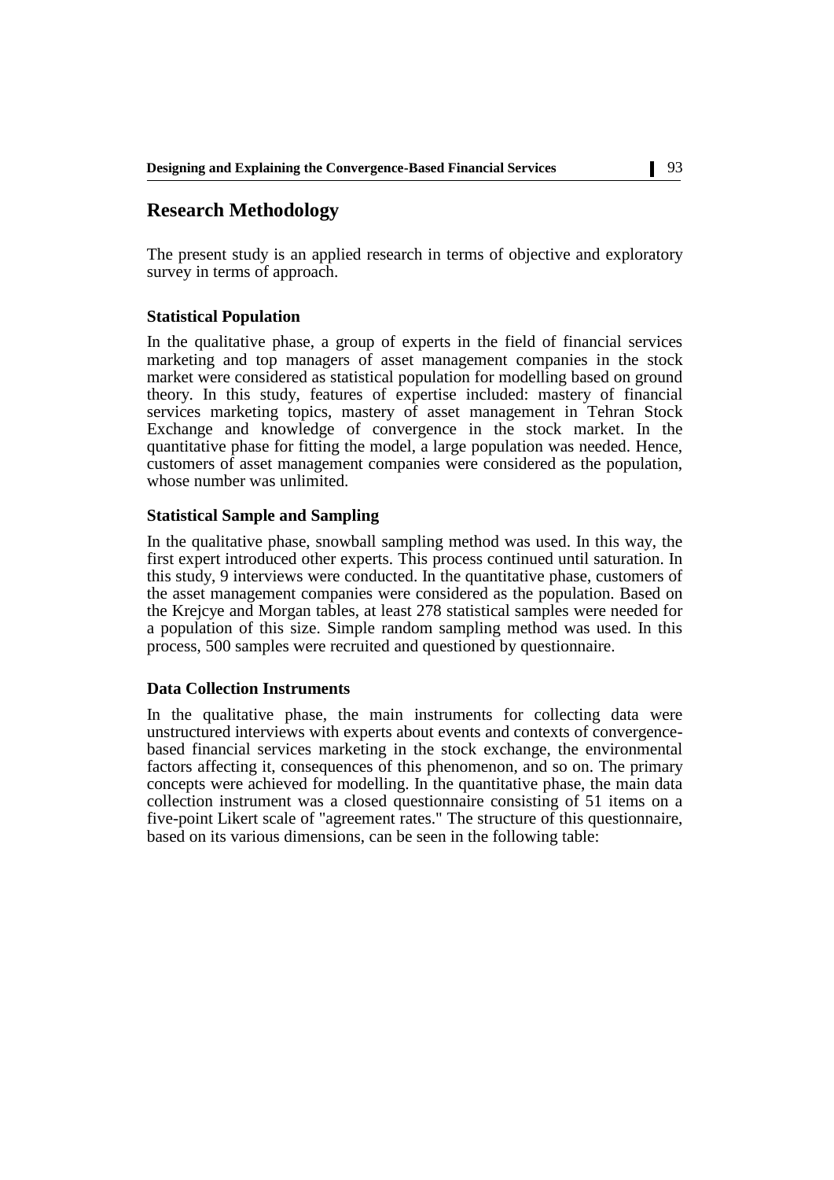## Research Methodology

The present study is an applied research in terms of objective and exploratory survey in terms of approach.

### Statistical Population

In the qualitative phase, a group of experts in the field of financial services marketing and top managers of asset management companies in the stock market were considered as statistical population for modelling based on ground theory. In this study, features of expertise included: mastery of financial services marketing topics, mastery of asset management in Tehran Stock Exchange and knowledge of convergence in the stock market. In the quantitative phase for fitting the model, a large population was needed. Hence, customers of asset management companies were considered as the population, whose number was unlimited.

### Statistical Sample and Sampling

In the qualitative phase, snowball sampling method was used. In this way, the first expert introduced other experts. This process continued until saturation. In this study, 9 interviews were conducted. In the quantitative phase, customers of the asset management companies were considered as the population. Based on the Krejcye and Morgan tables, at least 278 statistical samples were needed for a population of this size. Simple random sampling method was used. In this process, 500 samples were recruited and questioned by questionnaire.

### Data Collection Instruments

In the qualitative phase, the main instruments for collecting data were unstructured interviews with experts about events and contexts of convergence-based financial services marketing in the stock exchange, the environmental factors affecting it, consequences of this phenomenon, and so on. The primary concepts were achieved for modelling. In the quantitative phase, the main data collection instrument was a closed questionnaire consisting of 51 items on a five-point Likert scale of "agreement rates." The structure of this questionnaire, based on its various dimensions, can be seen in the following table: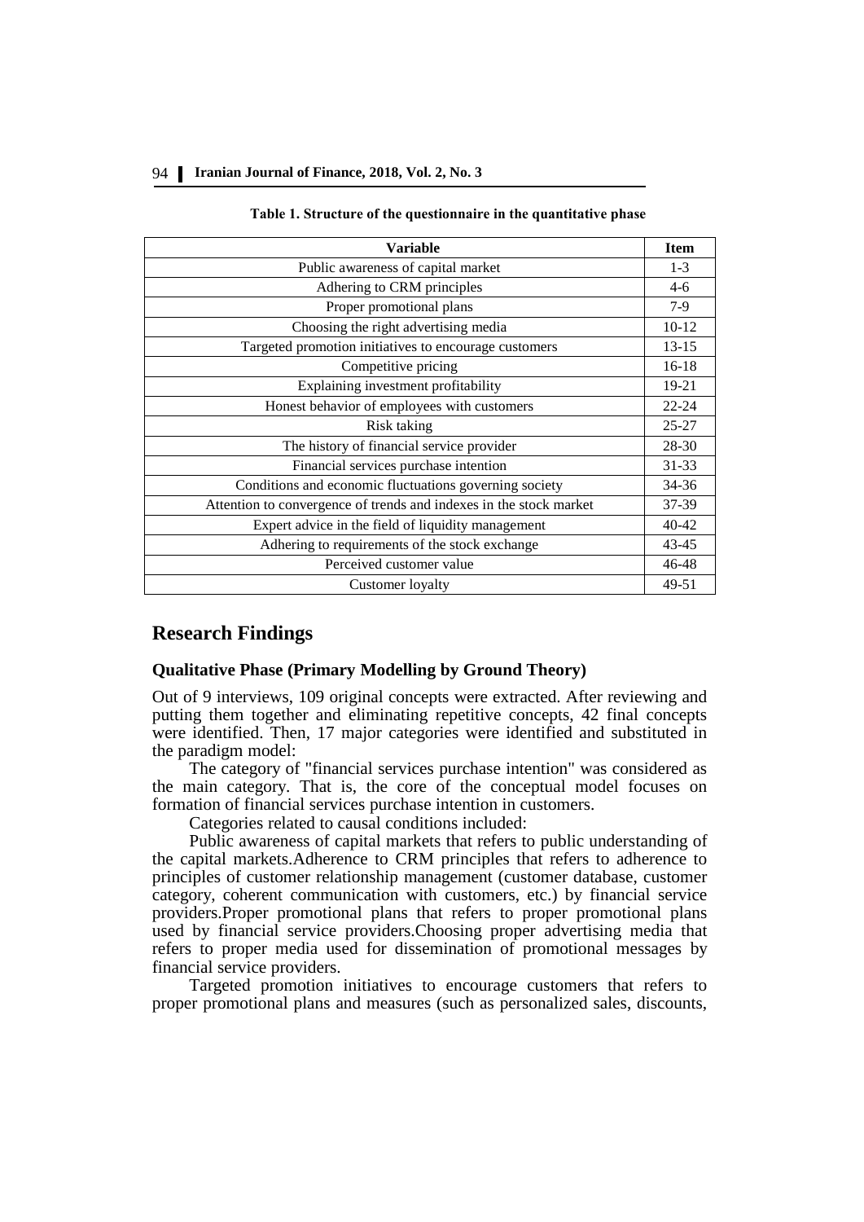**Table 1. Structure of the questionnaire in the quantitative phase**

| Variable | Item |
|---|---|
| Public awareness of capital market | 1-3 |
| Adhering to CRM principles | 4-6 |
| Proper promotional plans | 7-9 |
| Choosing the right advertising media | 10-12 |
| Targeted promotion initiatives to encourage customers | 13-15 |
| Competitive pricing | 16-18 |
| Explaining investment profitability | 19-21 |
| Honest behavior of employees with customers | 22-24 |
| Risk taking | 25-27 |
| The history of financial service provider | 28-30 |
| Financial services purchase intention | 31-33 |
| Conditions and economic fluctuations governing society | 34-36 |
| Attention to convergence of trends and indexes in the stock market | 37-39 |
| Expert advice in the field of liquidity management | 40-42 |
| Adhering to requirements of the stock exchange | 43-45 |
| Perceived customer value | 46-48 |
| Customer loyalty | 49-51 |

## Research Findings

### Qualitative Phase (Primary Modelling by Ground Theory)

Out of 9 interviews, 109 original concepts were extracted. After reviewing and putting them together and eliminating repetitive concepts, 42 final concepts were identified. Then, 17 major categories were identified and substituted in the paradigm model:

The category of "financial services purchase intention" was considered as the main category. That is, the core of the conceptual model focuses on formation of financial services purchase intention in customers.

Categories related to causal conditions included:

Public awareness of capital markets that refers to public understanding of the capital markets.Adherence to CRM principles that refers to adherence to principles of customer relationship management (customer database, customer category, coherent communication with customers, etc.) by financial service providers.Proper promotional plans that refers to proper promotional plans used by financial service providers.Choosing proper advertising media that refers to proper media used for dissemination of promotional messages by financial service providers.

Targeted promotion initiatives to encourage customers that refers to proper promotional plans and measures (such as personalized sales, discounts,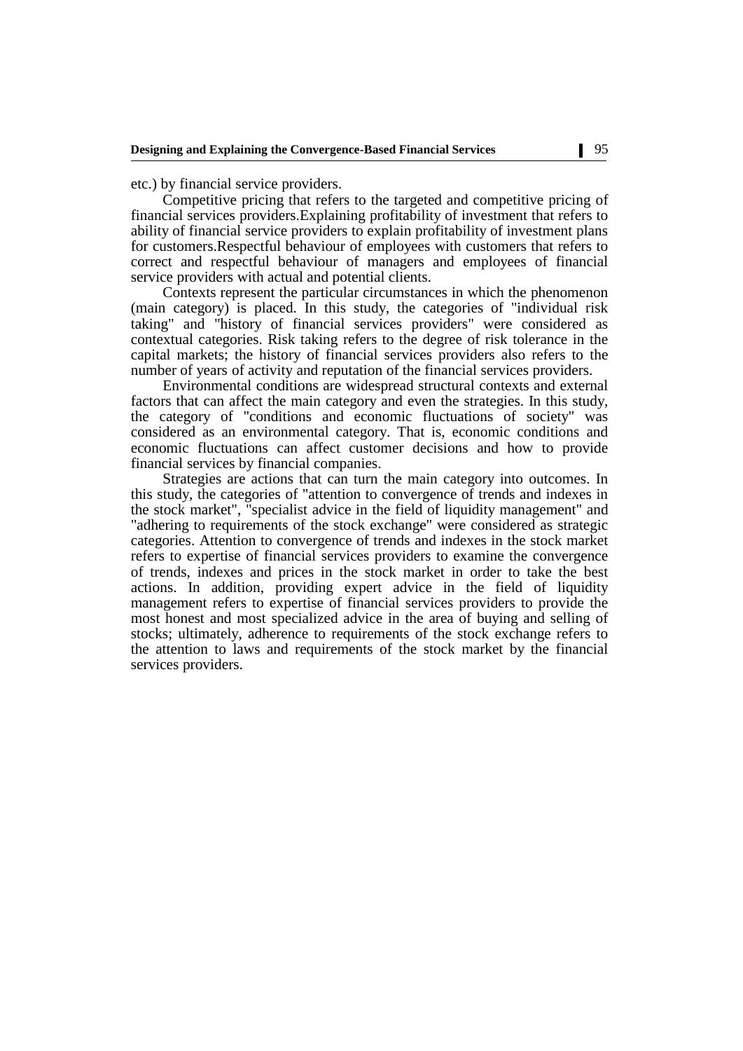etc.) by financial service providers.

Competitive pricing that refers to the targeted and competitive pricing of financial services providers.Explaining profitability of investment that refers to ability of financial service providers to explain profitability of investment plans for customers.Respectful behaviour of employees with customers that refers to correct and respectful behaviour of managers and employees of financial service providers with actual and potential clients.

Contexts represent the particular circumstances in which the phenomenon (main category) is placed. In this study, the categories of "individual risk taking" and "history of financial services providers" were considered as contextual categories. Risk taking refers to the degree of risk tolerance in the capital markets; the history of financial services providers also refers to the number of years of activity and reputation of the financial services providers.

Environmental conditions are widespread structural contexts and external factors that can affect the main category and even the strategies. In this study, the category of "conditions and economic fluctuations of society" was considered as an environmental category. That is, economic conditions and economic fluctuations can affect customer decisions and how to provide financial services by financial companies.

Strategies are actions that can turn the main category into outcomes. In this study, the categories of "attention to convergence of trends and indexes in the stock market", "specialist advice in the field of liquidity management" and "adhering to requirements of the stock exchange" were considered as strategic categories. Attention to convergence of trends and indexes in the stock market refers to expertise of financial services providers to examine the convergence of trends, indexes and prices in the stock market in order to take the best actions. In addition, providing expert advice in the field of liquidity management refers to expertise of financial services providers to provide the most honest and most specialized advice in the area of buying and selling of stocks; ultimately, adherence to requirements of the stock exchange refers to the attention to laws and requirements of the stock market by the financial services providers.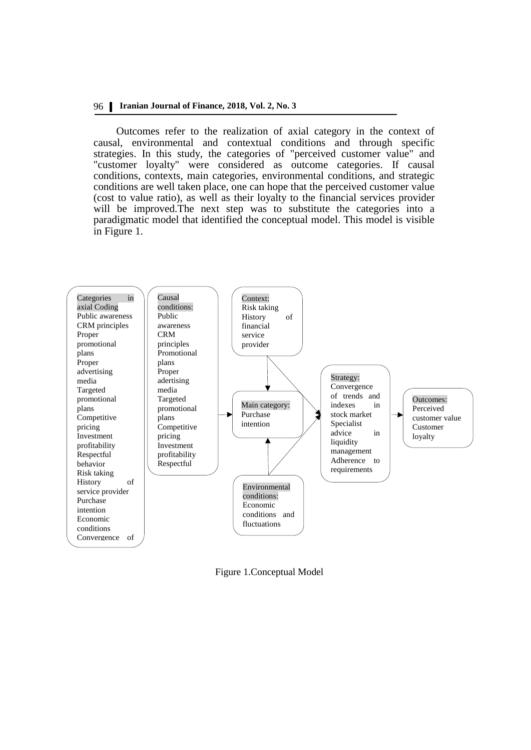Outcomes refer to the realization of axial category in the context of causal, environmental and contextual conditions and through specific strategies. In this study, the categories of "perceived customer value" and "customer loyalty" were considered as outcome categories. If causal conditions, contexts, main categories, environmental conditions, and strategic conditions are well taken place, one can hope that the perceived customer value (cost to value ratio), as well as their loyalty to the financial services provider will be improved.The next step was to substitute the categories into a paradigmatic model that identified the conceptual model. This model is visible in Figure 1.

Categories in axial Coding
Public awareness
CRM principles
Proper promotional plans
Proper advertising media
Targeted promotional plans
Competitive pricing
Investment profitability
Respectful behavior
Risk taking
History of service provider
Purchase intention
Economic conditions
Convergence of

Causal conditions:
Public awareness
CRM principles
Promotional plans
Proper adertising media
Targeted promotional plans
Competitive pricing
Investment profitability
Respectful

Context:
Risk taking
History of financial service provider

Main category:
Purchase intention

Environmental conditions:
Economic conditions and fluctuations

Strategy:
Convergence of trends and indexes in stock market
Specialist advice in liquidity management
Adherence to requirements

Outcomes:
Perceived customer value
Customer loyalty

Figure 1.Conceptual Model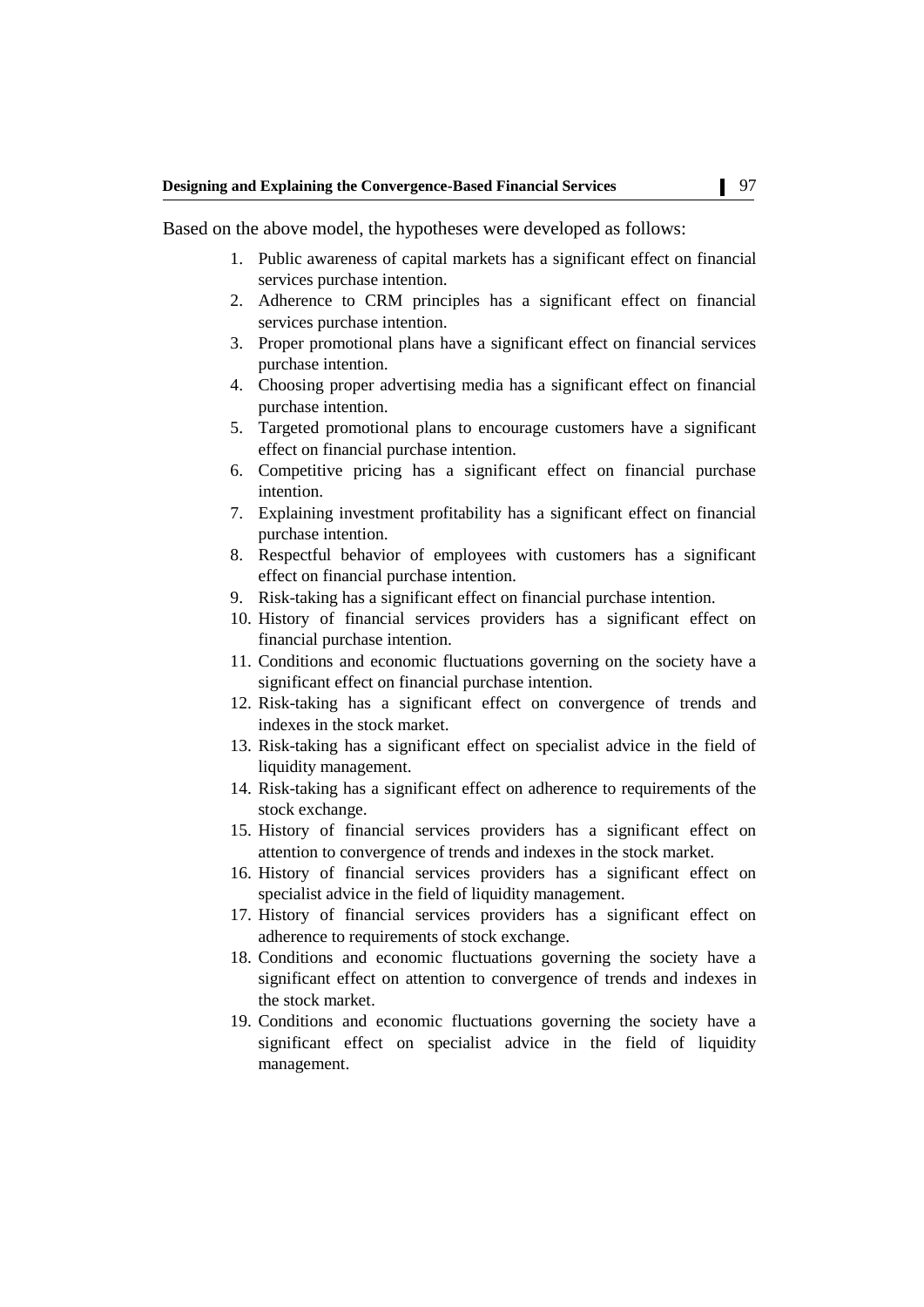Based on the above model, the hypotheses were developed as follows:

1. Public awareness of capital markets has a significant effect on financial services purchase intention.
2. Adherence to CRM principles has a significant effect on financial services purchase intention.
3. Proper promotional plans have a significant effect on financial services purchase intention.
4. Choosing proper advertising media has a significant effect on financial purchase intention.
5. Targeted promotional plans to encourage customers have a significant effect on financial purchase intention.
6. Competitive pricing has a significant effect on financial purchase intention.
7. Explaining investment profitability has a significant effect on financial purchase intention.
8. Respectful behavior of employees with customers has a significant effect on financial purchase intention.
9. Risk-taking has a significant effect on financial purchase intention.
10. History of financial services providers has a significant effect on financial purchase intention.
11. Conditions and economic fluctuations governing on the society have a significant effect on financial purchase intention.
12. Risk-taking has a significant effect on convergence of trends and indexes in the stock market.
13. Risk-taking has a significant effect on specialist advice in the field of liquidity management.
14. Risk-taking has a significant effect on adherence to requirements of the stock exchange.
15. History of financial services providers has a significant effect on attention to convergence of trends and indexes in the stock market.
16. History of financial services providers has a significant effect on specialist advice in the field of liquidity management.
17. History of financial services providers has a significant effect on adherence to requirements of stock exchange.
18. Conditions and economic fluctuations governing the society have a significant effect on attention to convergence of trends and indexes in the stock market.
19. Conditions and economic fluctuations governing the society have a significant effect on specialist advice in the field of liquidity management.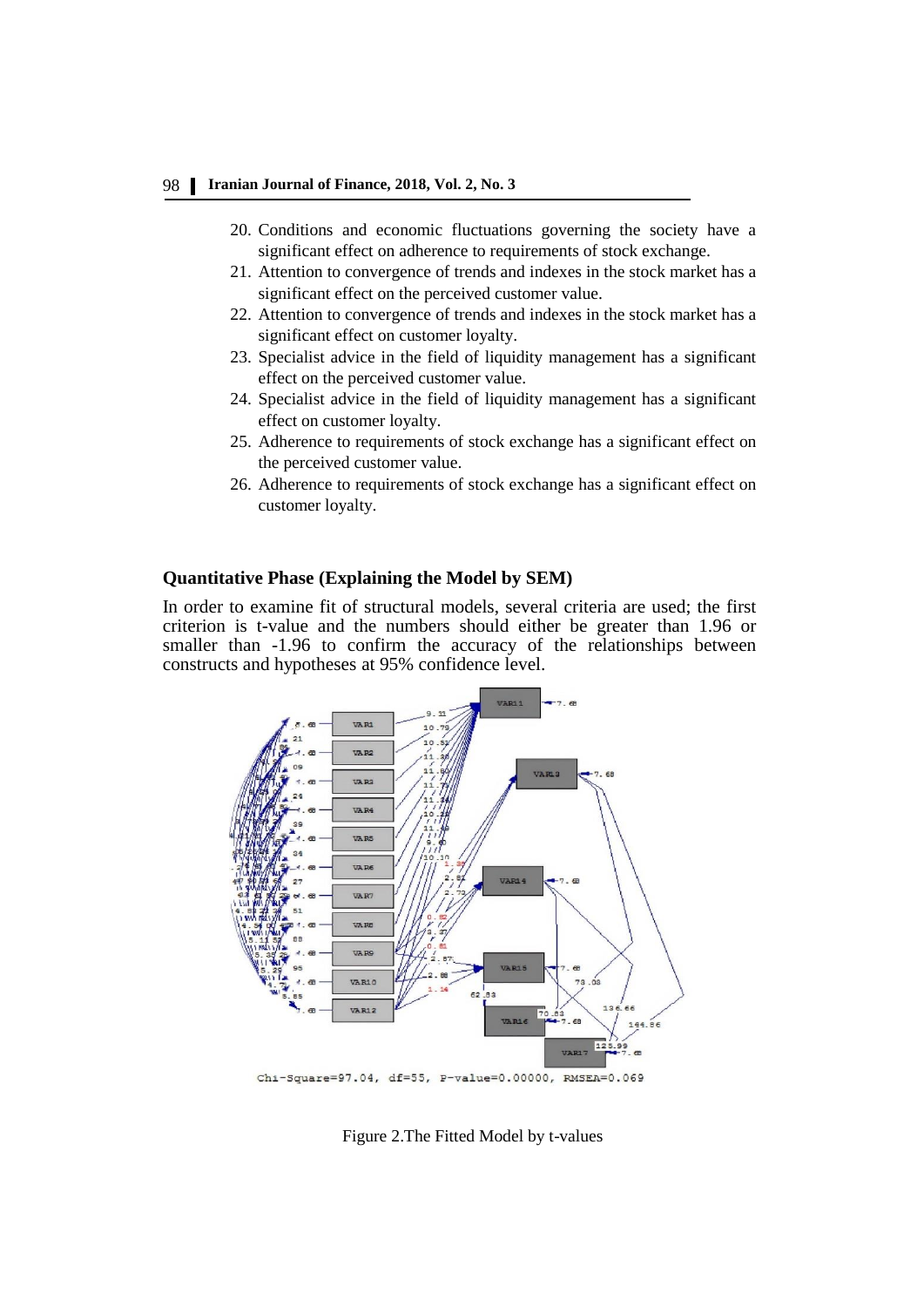20. Conditions and economic fluctuations governing the society have a significant effect on adherence to requirements of stock exchange.
21. Attention to convergence of trends and indexes in the stock market has a significant effect on the perceived customer value.
22. Attention to convergence of trends and indexes in the stock market has a significant effect on customer loyalty.
23. Specialist advice in the field of liquidity management has a significant effect on the perceived customer value.
24. Specialist advice in the field of liquidity management has a significant effect on customer loyalty.
25. Adherence to requirements of stock exchange has a significant effect on the perceived customer value.
26. Adherence to requirements of stock exchange has a significant effect on customer loyalty.

## Quantitative Phase (Explaining the Model by SEM)

In order to examine fit of structural models, several criteria are used; the first criterion is t-value and the numbers should either be greater than 1.96 or smaller than -1.96 to confirm the accuracy of the relationships between constructs and hypotheses at 95% confidence level.

Chi-Square=97.04, df=55, P-value=0.00000, RMSEA=0.069

Figure 2.The Fitted Model by t-values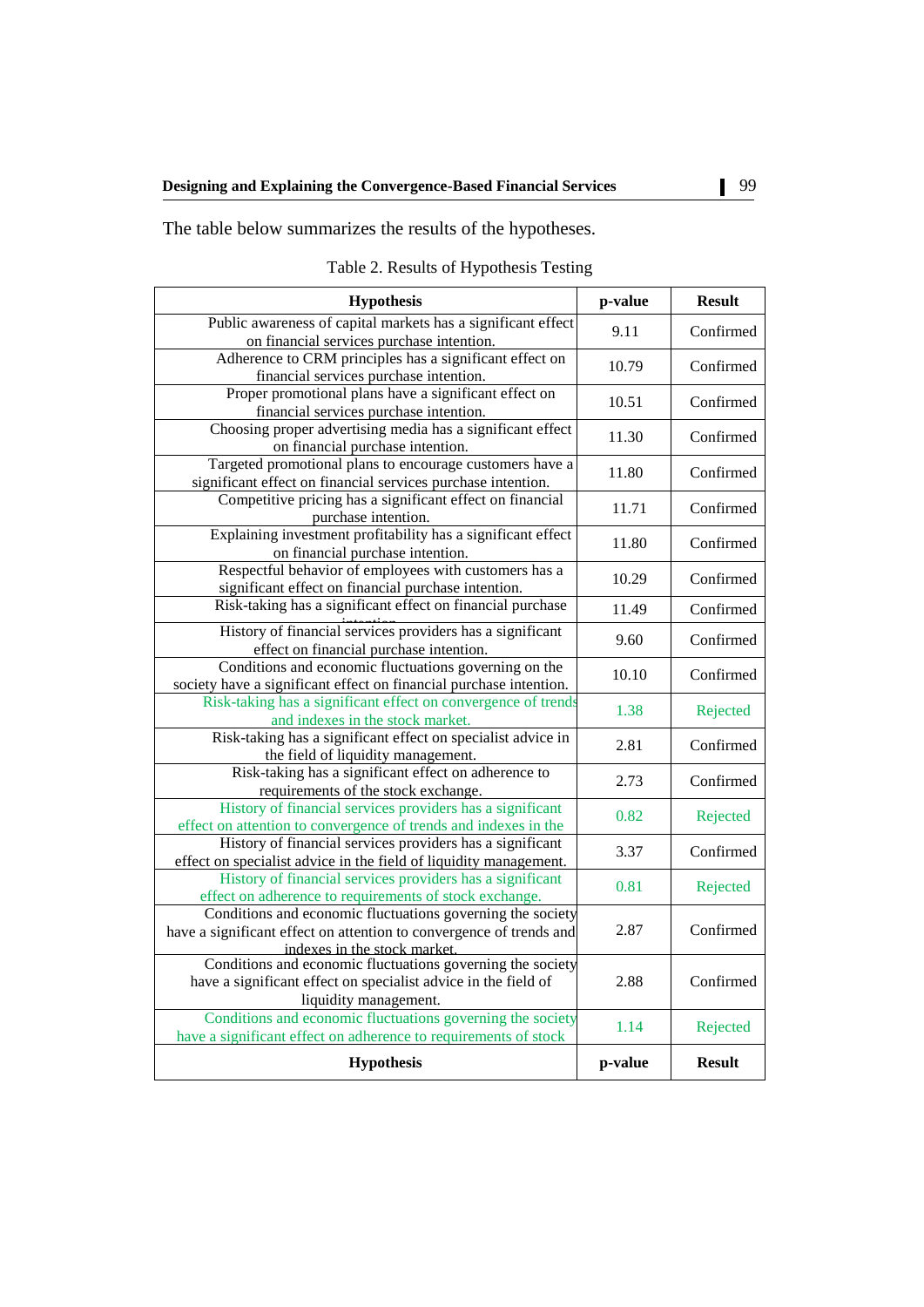The table below summarizes the results of the hypotheses.

Table 2. Results of Hypothesis Testing

| Hypothesis | p-value | Result |
|---|---|---|
| Public awareness of capital markets has a significant effect on financial services purchase intention. | 9.11 | Confirmed |
| Adherence to CRM principles has a significant effect on financial services purchase intention. | 10.79 | Confirmed |
| Proper promotional plans have a significant effect on financial services purchase intention. | 10.51 | Confirmed |
| Choosing proper advertising media has a significant effect on financial purchase intention. | 11.30 | Confirmed |
| Targeted promotional plans to encourage customers have a significant effect on financial services purchase intention. | 11.80 | Confirmed |
| Competitive pricing has a significant effect on financial purchase intention. | 11.71 | Confirmed |
| Explaining investment profitability has a significant effect on financial purchase intention. | 11.80 | Confirmed |
| Respectful behavior of employees with customers has a significant effect on financial purchase intention. | 10.29 | Confirmed |
| Risk-taking has a significant effect on financial purchase intention. | 11.49 | Confirmed |
| History of financial services providers has a significant effect on financial purchase intention. | 9.60 | Confirmed |
| Conditions and economic fluctuations governing on the society have a significant effect on financial purchase intention. | 10.10 | Confirmed |
| Risk-taking has a significant effect on convergence of trends and indexes in the stock market. | 1.38 | Rejected |
| Risk-taking has a significant effect on specialist advice in the field of liquidity management. | 2.81 | Confirmed |
| Risk-taking has a significant effect on adherence to requirements of the stock exchange. | 2.73 | Confirmed |
| History of financial services providers has a significant effect on attention to convergence of trends and indexes in the | 0.82 | Rejected |
| History of financial services providers has a significant effect on specialist advice in the field of liquidity management. | 3.37 | Confirmed |
| History of financial services providers has a significant effect on adherence to requirements of stock exchange. | 0.81 | Rejected |
| Conditions and economic fluctuations governing the society have a significant effect on attention to convergence of trends and indexes in the stock market. | 2.87 | Confirmed |
| Conditions and economic fluctuations governing the society have a significant effect on specialist advice in the field of liquidity management. | 2.88 | Confirmed |
| Conditions and economic fluctuations governing the society have a significant effect on adherence to requirements of stock | 1.14 | Rejected |
| **Hypothesis** | **p-value** | **Result** |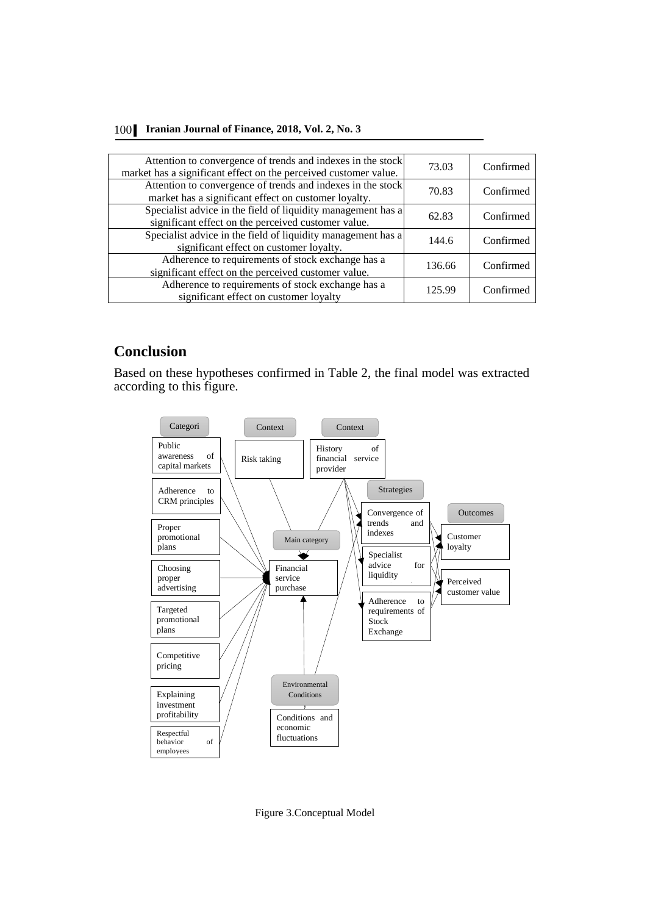| | | |
|---|---|---|
| Attention to convergence of trends and indexes in the stock market has a significant effect on the perceived customer value. | 73.03 | Confirmed |
| Attention to convergence of trends and indexes in the stock market has a significant effect on customer loyalty. | 70.83 | Confirmed |
| Specialist advice in the field of liquidity management has a significant effect on the perceived customer value. | 62.83 | Confirmed |
| Specialist advice in the field of liquidity management has a significant effect on customer loyalty. | 144.6 | Confirmed |
| Adherence to requirements of stock exchange has a significant effect on the perceived customer value. | 136.66 | Confirmed |
| Adherence to requirements of stock exchange has a significant effect on customer loyalty | 125.99 | Confirmed |

## Conclusion

Based on these hypotheses confirmed in Table 2, the final model was extracted according to this figure.

Categori: Public awareness of capital markets; Adherence to CRM principles; Proper promotional plans; Choosing proper advertising; Targeted promotional plans; Competitive pricing; Explaining investment profitability; Respectful behavior of employees

Context: Risk taking

Context: History of financial service provider

Main category: Financial service purchase

Strategies: Convergence of trends and indexes; Specialist advice for liquidity; Adherence to requirements of Stock Exchange

Outcomes: Customer loyalty; Perceived customer value

Environmental Conditions: Conditions and economic fluctuations

Figure 3.Conceptual Model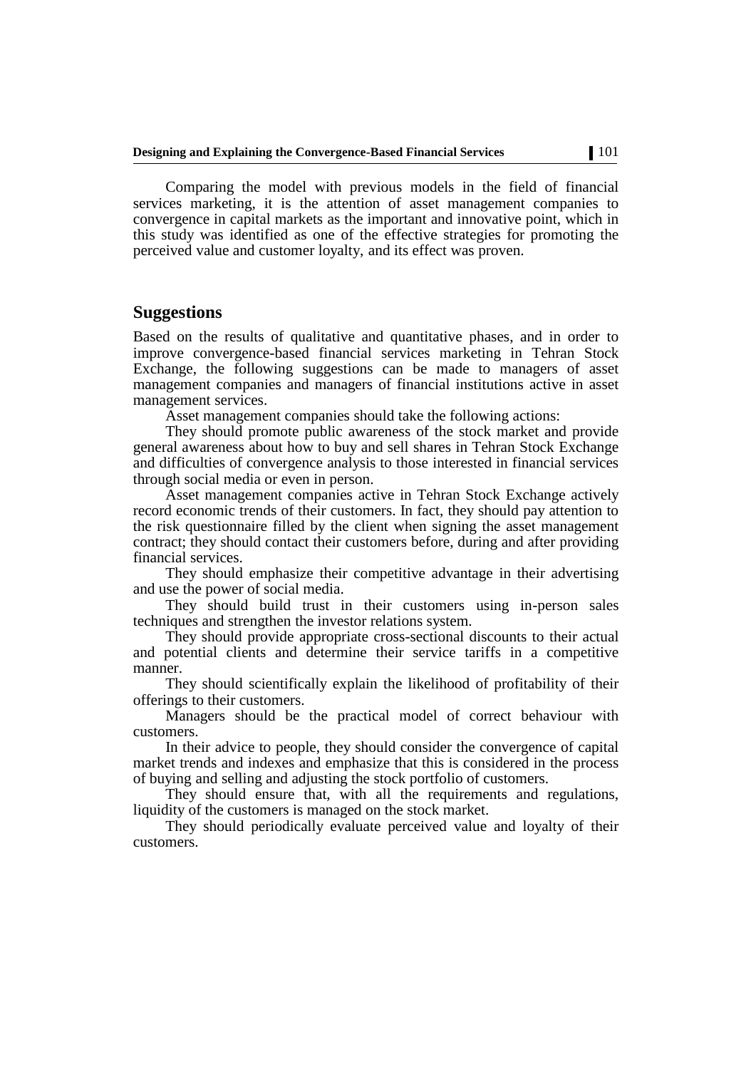Comparing the model with previous models in the field of financial services marketing, it is the attention of asset management companies to convergence in capital markets as the important and innovative point, which in this study was identified as one of the effective strategies for promoting the perceived value and customer loyalty, and its effect was proven.

## Suggestions

Based on the results of qualitative and quantitative phases, and in order to improve convergence-based financial services marketing in Tehran Stock Exchange, the following suggestions can be made to managers of asset management companies and managers of financial institutions active in asset management services.

Asset management companies should take the following actions:

They should promote public awareness of the stock market and provide general awareness about how to buy and sell shares in Tehran Stock Exchange and difficulties of convergence analysis to those interested in financial services through social media or even in person.

Asset management companies active in Tehran Stock Exchange actively record economic trends of their customers. In fact, they should pay attention to the risk questionnaire filled by the client when signing the asset management contract; they should contact their customers before, during and after providing financial services.

They should emphasize their competitive advantage in their advertising and use the power of social media.

They should build trust in their customers using in-person sales techniques and strengthen the investor relations system.

They should provide appropriate cross-sectional discounts to their actual and potential clients and determine their service tariffs in a competitive manner.

They should scientifically explain the likelihood of profitability of their offerings to their customers.

Managers should be the practical model of correct behaviour with customers.

In their advice to people, they should consider the convergence of capital market trends and indexes and emphasize that this is considered in the process of buying and selling and adjusting the stock portfolio of customers.

They should ensure that, with all the requirements and regulations, liquidity of the customers is managed on the stock market.

They should periodically evaluate perceived value and loyalty of their customers.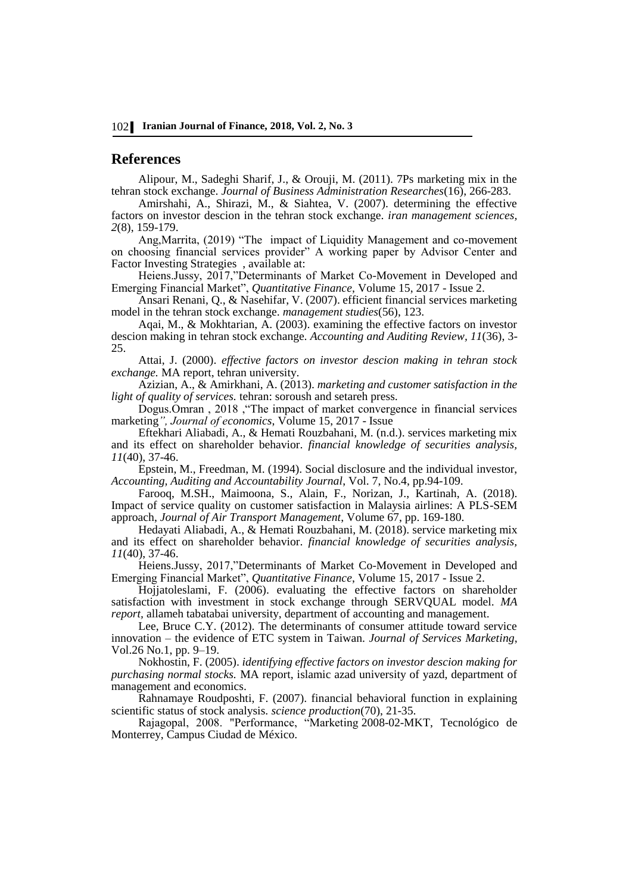## References

Alipour, M., Sadeghi Sharif, J., & Orouji, M. (2011). 7Ps marketing mix in the tehran stock exchange. *Journal of Business Administration Researches*(16), 266-283.

Amirshahi, A., Shirazi, M., & Siahtea, V. (2007). determining the effective factors on investor descion in the tehran stock exchange. *iran management sciences, 2*(8), 159-179.

Ang,Marrita, (2019) "The impact of Liquidity Management and co-movement on choosing financial services provider" A working paper by Advisor Center and Factor Investing Strategies , available at:

Heiens.Jussy, 2017,"Determinants of Market Co-Movement in Developed and Emerging Financial Market", *Quantitative Finance*, Volume 15, 2017 - Issue 2.

Ansari Renani, Q., & Nasehifar, V. (2007). efficient financial services marketing model in the tehran stock exchange. *management studies*(56), 123.

Aqai, M., & Mokhtarian, A. (2003). examining the effective factors on investor descion making in tehran stock exchange. *Accounting and Auditing Review*, *11*(36), 3-25.

Attai, J. (2000). *effective factors on investor descion making in tehran stock exchange.* MA report, tehran university.

Azizian, A., & Amirkhani, A. (2013). *marketing and customer satisfaction in the light of quality of services.* tehran: soroush and setareh press.

Dogus.Omran , 2018 ,"The impact of market convergence in financial services marketing*", Journal of economics*, Volume 15, 2017 - Issue

Eftekhari Aliabadi, A., & Hemati Rouzbahani, M. (n.d.). services marketing mix and its effect on shareholder behavior. *financial knowledge of securities analysis, 11*(40), 37-46.

Epstein, M., Freedman, M. (1994). Social disclosure and the individual investor, *Accounting, Auditing and Accountability Journal*, Vol. 7, No.4, pp.94-109.

Farooq, M.SH., Maimoona, S., Alain, F., Norizan, J., Kartinah, A. (2018). Impact of service quality on customer satisfaction in Malaysia airlines: A PLS-SEM approach, *Journal of Air Transport Management*, Volume 67, pp. 169-180.

Hedayati Aliabadi, A., & Hemati Rouzbahani, M. (2018). service marketing mix and its effect on shareholder behavior. *financial knowledge of securities analysis, 11*(40), 37-46.

Heiens.Jussy, 2017,"Determinants of Market Co-Movement in Developed and Emerging Financial Market", *Quantitative Finance*, Volume 15, 2017 - Issue 2.

Hojjatoleslami, F. (2006). evaluating the effective factors on shareholder satisfaction with investment in stock exchange through SERVQUAL model. *MA report*, allameh tabatabai university, department of accounting and management.

Lee, Bruce C.Y. (2012). The determinants of consumer attitude toward service innovation – the evidence of ETC system in Taiwan. *Journal of Services Marketing*, Vol.26 No.1, pp. 9–19.

Nokhostin, F. (2005). *identifying effective factors on investor descion making for purchasing normal stocks.* MA report, islamic azad university of yazd, department of management and economics.

Rahnamaye Roudposhti, F. (2007). financial behavioral function in explaining scientific status of stock analysis. *science production*(70), 21-35.

Rajagopal, 2008. "Performance, "Marketing 2008-02-MKT, Tecnológico de Monterrey, Campus Ciudad de México.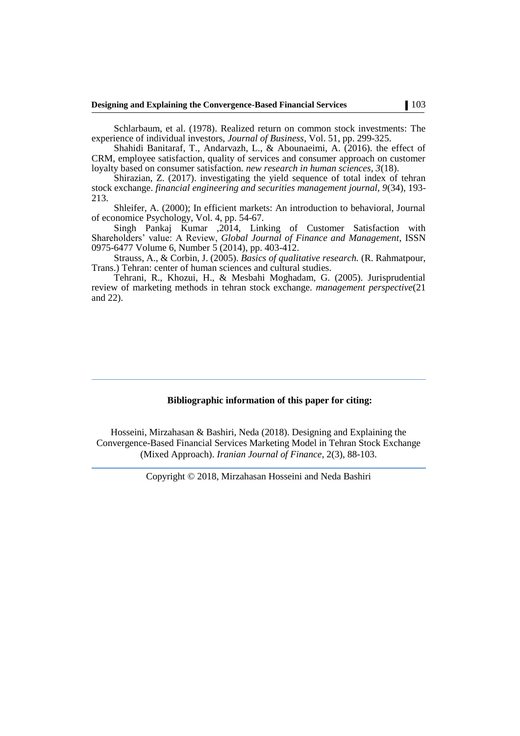Schlarbaum, et al. (1978). Realized return on common stock investments: The experience of individual investors, *Journal of Business*, Vol. 51, pp. 299-325.

Shahidi Banitaraf, T., Andarvazh, L., & Abounaeimi, A. (2016). the effect of CRM, employee satisfaction, quality of services and consumer approach on customer loyalty based on consumer satisfaction. *new research in human sciences, 3*(18).

Shirazian, Z. (2017). investigating the yield sequence of total index of tehran stock exchange. *financial engineering and securities management journal, 9*(34), 193-213.

Shleifer, A. (2000); In efficient markets: An introduction to behavioral, Journal of economice Psychology, Vol. 4, pp. 54-67.

Singh Pankaj Kumar ,2014, Linking of Customer Satisfaction with Shareholders' value: A Review, *Global Journal of Finance and Management*, ISSN 0975-6477 Volume 6, Number 5 (2014), pp. 403-412.

Strauss, A., & Corbin, J. (2005). *Basics of qualitative research.* (R. Rahmatpour, Trans.) Tehran: center of human sciences and cultural studies.

Tehrani, R., Khozui, H., & Mesbahi Moghadam, G. (2005). Jurisprudential review of marketing methods in tehran stock exchange. *management perspective*(21 and 22).

---

**Bibliographic information of this paper for citing:**

Hosseini, Mirzahasan & Bashiri, Neda (2018). Designing and Explaining the Convergence-Based Financial Services Marketing Model in Tehran Stock Exchange (Mixed Approach). *Iranian Journal of Finance*, 2(3), 88-103.

---

Copyright © 2018, Mirzahasan Hosseini and Neda Bashiri